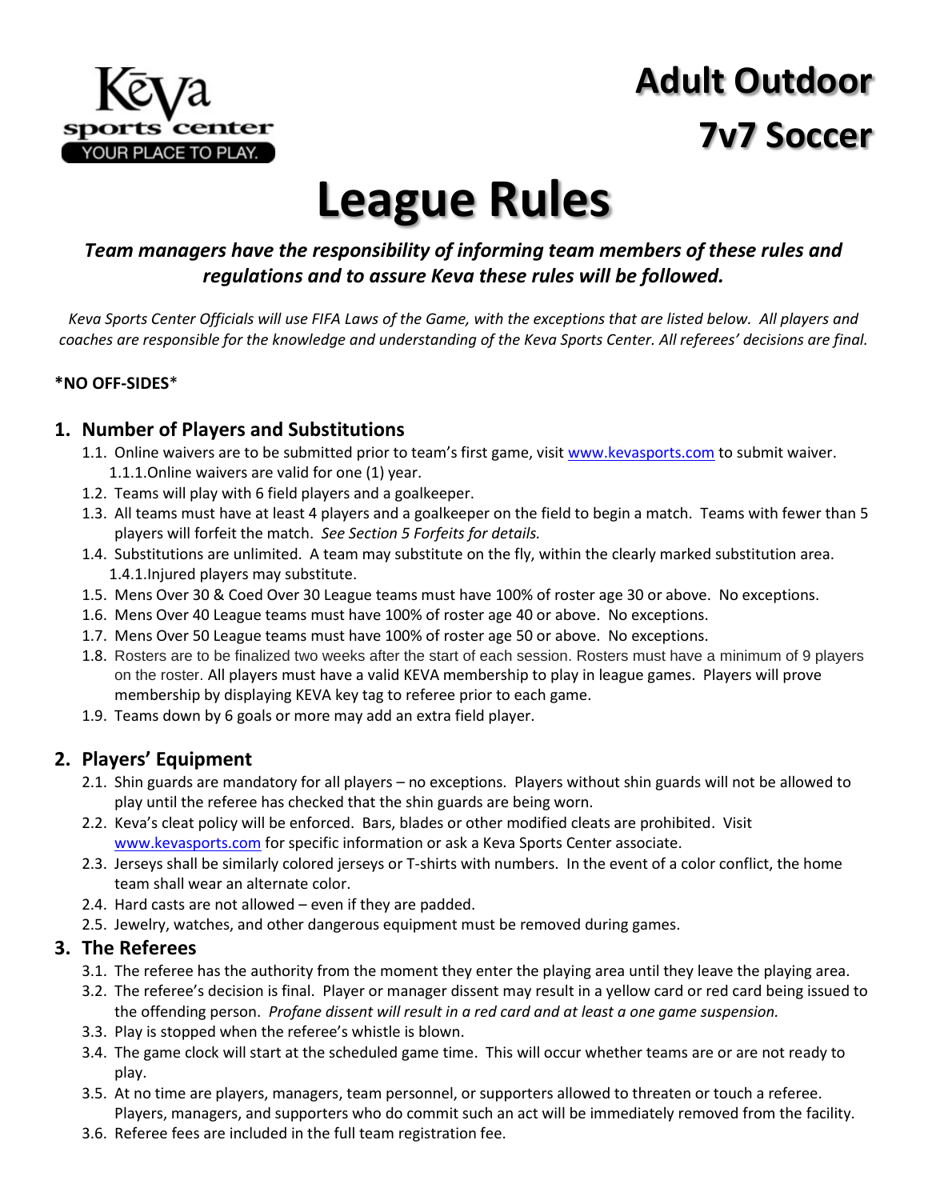Keva sports center
YOUR PLACE TO PLAY.

# Adult Outdoor 7v7 Soccer

# League Rules

***Team managers have the responsibility of informing team members of these rules and regulations and to assure Keva these rules will be followed.***

*Keva Sports Center Officials will use FIFA Laws of the Game, with the exceptions that are listed below. All players and coaches are responsible for the knowledge and understanding of the Keva Sports Center. All referees' decisions are final.*

**\*NO OFF-SIDES**\*

## 1. Number of Players and Substitutions

1.1. Online waivers are to be submitted prior to team's first game, visit www.kevasports.com to submit waiver.
  1.1.1. Online waivers are valid for one (1) year.

1.2. Teams will play with 6 field players and a goalkeeper.

1.3. All teams must have at least 4 players and a goalkeeper on the field to begin a match. Teams with fewer than 5 players will forfeit the match. *See Section 5 Forfeits for details.*

1.4. Substitutions are unlimited. A team may substitute on the fly, within the clearly marked substitution area.
  1.4.1. Injured players may substitute.

1.5. Mens Over 30 & Coed Over 30 League teams must have 100% of roster age 30 or above. No exceptions.

1.6. Mens Over 40 League teams must have 100% of roster age 40 or above. No exceptions.

1.7. Mens Over 50 League teams must have 100% of roster age 50 or above. No exceptions.

1.8. Rosters are to be finalized two weeks after the start of each session. Rosters must have a minimum of 9 players on the roster. All players must have a valid KEVA membership to play in league games. Players will prove membership by displaying KEVA key tag to referee prior to each game.

1.9. Teams down by 6 goals or more may add an extra field player.

## 2. Players' Equipment

2.1. Shin guards are mandatory for all players – no exceptions. Players without shin guards will not be allowed to play until the referee has checked that the shin guards are being worn.

2.2. Keva's cleat policy will be enforced. Bars, blades or other modified cleats are prohibited. Visit www.kevasports.com for specific information or ask a Keva Sports Center associate.

2.3. Jerseys shall be similarly colored jerseys or T-shirts with numbers. In the event of a color conflict, the home team shall wear an alternate color.

2.4. Hard casts are not allowed – even if they are padded.

2.5. Jewelry, watches, and other dangerous equipment must be removed during games.

## 3. The Referees

3.1. The referee has the authority from the moment they enter the playing area until they leave the playing area.

3.2. The referee's decision is final. Player or manager dissent may result in a yellow card or red card being issued to the offending person. *Profane dissent will result in a red card and at least a one game suspension.*

3.3. Play is stopped when the referee's whistle is blown.

3.4. The game clock will start at the scheduled game time. This will occur whether teams are or are not ready to play.

3.5. At no time are players, managers, team personnel, or supporters allowed to threaten or touch a referee. Players, managers, and supporters who do commit such an act will be immediately removed from the facility.

3.6. Referee fees are included in the full team registration fee.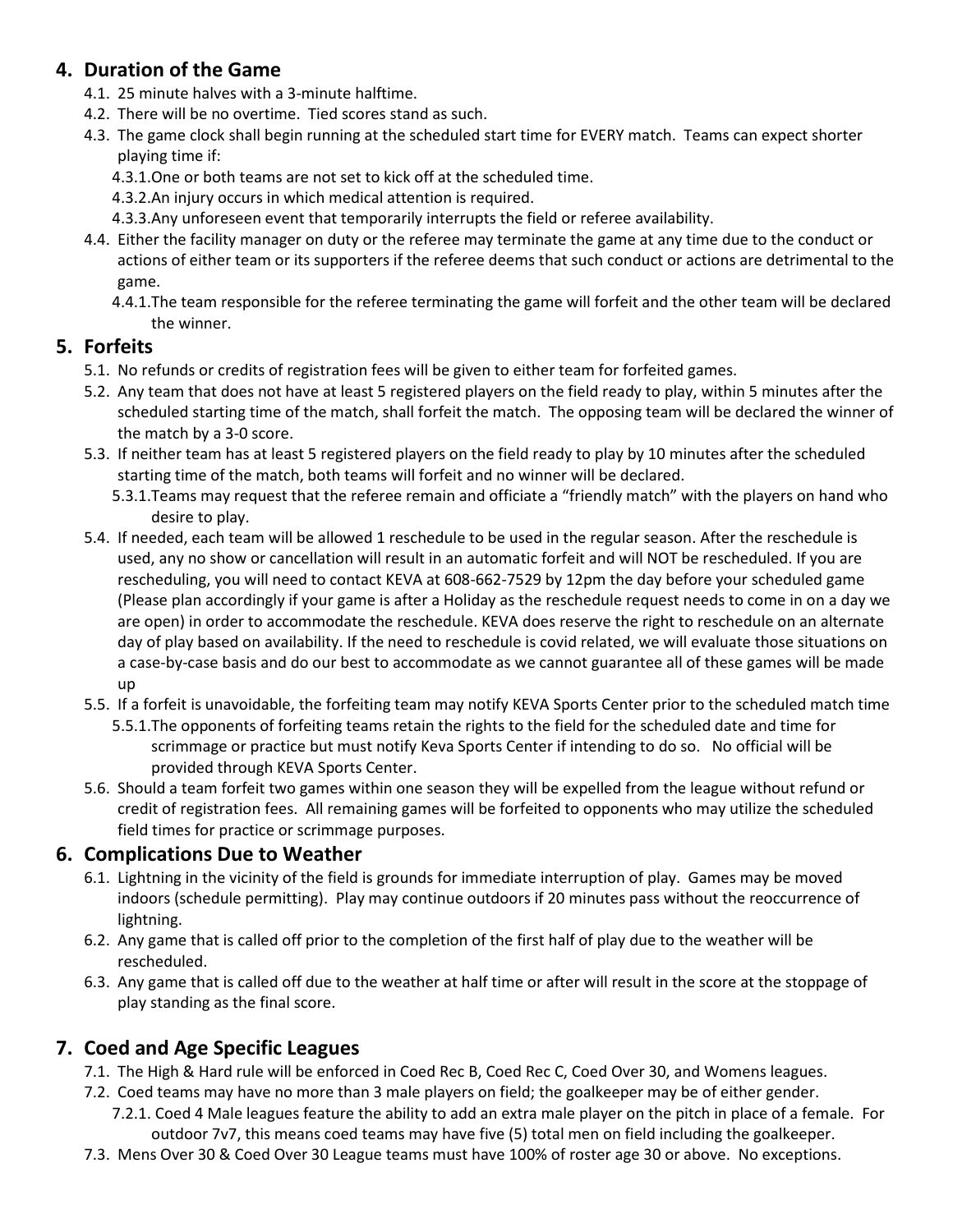## 4. Duration of the Game

- 4.1. 25 minute halves with a 3-minute halftime.
- 4.2. There will be no overtime. Tied scores stand as such.
- 4.3. The game clock shall begin running at the scheduled start time for EVERY match. Teams can expect shorter playing time if:
  - 4.3.1. One or both teams are not set to kick off at the scheduled time.
  - 4.3.2. An injury occurs in which medical attention is required.
  - 4.3.3. Any unforeseen event that temporarily interrupts the field or referee availability.
- 4.4. Either the facility manager on duty or the referee may terminate the game at any time due to the conduct or actions of either team or its supporters if the referee deems that such conduct or actions are detrimental to the game.
  - 4.4.1. The team responsible for the referee terminating the game will forfeit and the other team will be declared the winner.

## 5. Forfeits

- 5.1. No refunds or credits of registration fees will be given to either team for forfeited games.
- 5.2. Any team that does not have at least 5 registered players on the field ready to play, within 5 minutes after the scheduled starting time of the match, shall forfeit the match. The opposing team will be declared the winner of the match by a 3-0 score.
- 5.3. If neither team has at least 5 registered players on the field ready to play by 10 minutes after the scheduled starting time of the match, both teams will forfeit and no winner will be declared.
  - 5.3.1. Teams may request that the referee remain and officiate a "friendly match" with the players on hand who desire to play.
- 5.4. If needed, each team will be allowed 1 reschedule to be used in the regular season. After the reschedule is used, any no show or cancellation will result in an automatic forfeit and will NOT be rescheduled. If you are rescheduling, you will need to contact KEVA at 608-662-7529 by 12pm the day before your scheduled game (Please plan accordingly if your game is after a Holiday as the reschedule request needs to come in on a day we are open) in order to accommodate the reschedule. KEVA does reserve the right to reschedule on an alternate day of play based on availability. If the need to reschedule is covid related, we will evaluate those situations on a case-by-case basis and do our best to accommodate as we cannot guarantee all of these games will be made up
- 5.5. If a forfeit is unavoidable, the forfeiting team may notify KEVA Sports Center prior to the scheduled match time
  - 5.5.1. The opponents of forfeiting teams retain the rights to the field for the scheduled date and time for scrimmage or practice but must notify Keva Sports Center if intending to do so. No official will be provided through KEVA Sports Center.
- 5.6. Should a team forfeit two games within one season they will be expelled from the league without refund or credit of registration fees. All remaining games will be forfeited to opponents who may utilize the scheduled field times for practice or scrimmage purposes.

## 6. Complications Due to Weather

- 6.1. Lightning in the vicinity of the field is grounds for immediate interruption of play. Games may be moved indoors (schedule permitting). Play may continue outdoors if 20 minutes pass without the reoccurrence of lightning.
- 6.2. Any game that is called off prior to the completion of the first half of play due to the weather will be rescheduled.
- 6.3. Any game that is called off due to the weather at half time or after will result in the score at the stoppage of play standing as the final score.

## 7. Coed and Age Specific Leagues

- 7.1. The High & Hard rule will be enforced in Coed Rec B, Coed Rec C, Coed Over 30, and Womens leagues.
- 7.2. Coed teams may have no more than 3 male players on field; the goalkeeper may be of either gender.
  - 7.2.1. Coed 4 Male leagues feature the ability to add an extra male player on the pitch in place of a female. For outdoor 7v7, this means coed teams may have five (5) total men on field including the goalkeeper.
- 7.3. Mens Over 30 & Coed Over 30 League teams must have 100% of roster age 30 or above. No exceptions.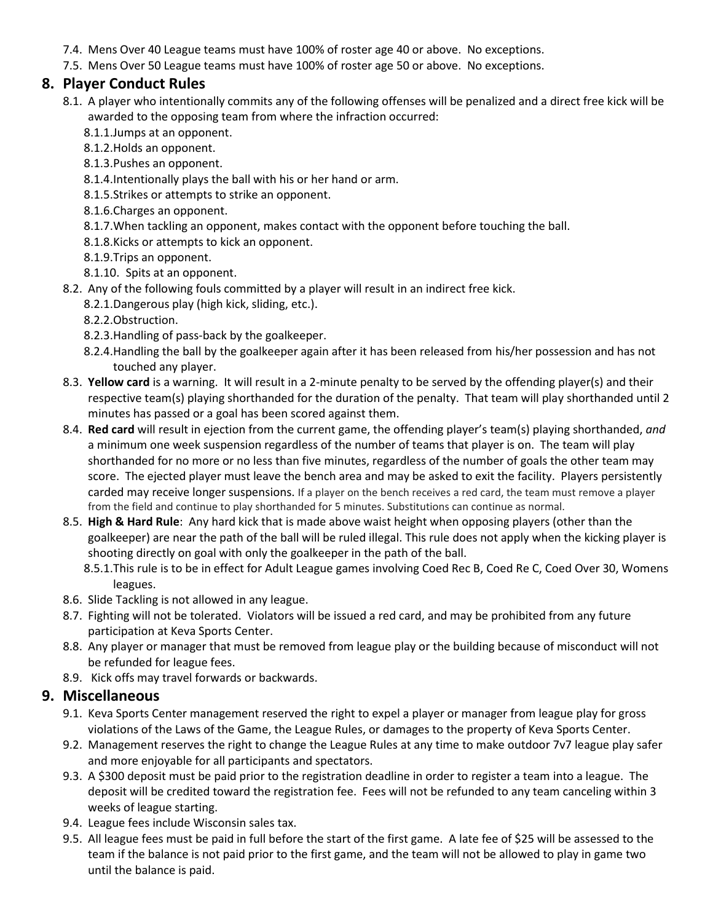7.4. Mens Over 40 League teams must have 100% of roster age 40 or above. No exceptions.

7.5. Mens Over 50 League teams must have 100% of roster age 50 or above. No exceptions.

## 8. Player Conduct Rules

8.1. A player who intentionally commits any of the following offenses will be penalized and a direct free kick will be awarded to the opposing team from where the infraction occurred:

- 8.1.1. Jumps at an opponent.
- 8.1.2. Holds an opponent.
- 8.1.3. Pushes an opponent.
- 8.1.4. Intentionally plays the ball with his or her hand or arm.
- 8.1.5. Strikes or attempts to strike an opponent.
- 8.1.6. Charges an opponent.
- 8.1.7. When tackling an opponent, makes contact with the opponent before touching the ball.
- 8.1.8. Kicks or attempts to kick an opponent.
- 8.1.9. Trips an opponent.
- 8.1.10. Spits at an opponent.

8.2. Any of the following fouls committed by a player will result in an indirect free kick.

- 8.2.1. Dangerous play (high kick, sliding, etc.).
- 8.2.2. Obstruction.
- 8.2.3. Handling of pass-back by the goalkeeper.
- 8.2.4. Handling the ball by the goalkeeper again after it has been released from his/her possession and has not touched any player.

8.3. **Yellow card** is a warning. It will result in a 2-minute penalty to be served by the offending player(s) and their respective team(s) playing shorthanded for the duration of the penalty. That team will play shorthanded until 2 minutes has passed or a goal has been scored against them.

8.4. **Red card** will result in ejection from the current game, the offending player's team(s) playing shorthanded, *and* a minimum one week suspension regardless of the number of teams that player is on. The team will play shorthanded for no more or no less than five minutes, regardless of the number of goals the other team may score. The ejected player must leave the bench area and may be asked to exit the facility. Players persistently carded may receive longer suspensions. If a player on the bench receives a red card, the team must remove a player from the field and continue to play shorthanded for 5 minutes. Substitutions can continue as normal.

8.5. **High & Hard Rule**: Any hard kick that is made above waist height when opposing players (other than the goalkeeper) are near the path of the ball will be ruled illegal. This rule does not apply when the kicking player is shooting directly on goal with only the goalkeeper in the path of the ball.

- 8.5.1. This rule is to be in effect for Adult League games involving Coed Rec B, Coed Re C, Coed Over 30, Womens leagues.

8.6. Slide Tackling is not allowed in any league.

8.7. Fighting will not be tolerated. Violators will be issued a red card, and may be prohibited from any future participation at Keva Sports Center.

8.8. Any player or manager that must be removed from league play or the building because of misconduct will not be refunded for league fees.

8.9. Kick offs may travel forwards or backwards.

## 9. Miscellaneous

9.1. Keva Sports Center management reserved the right to expel a player or manager from league play for gross violations of the Laws of the Game, the League Rules, or damages to the property of Keva Sports Center.

9.2. Management reserves the right to change the League Rules at any time to make outdoor 7v7 league play safer and more enjoyable for all participants and spectators.

9.3. A $300 deposit must be paid prior to the registration deadline in order to register a team into a league. The deposit will be credited toward the registration fee. Fees will not be refunded to any team canceling within 3 weeks of league starting.

9.4. League fees include Wisconsin sales tax.

9.5. All league fees must be paid in full before the start of the first game. A late fee of $25 will be assessed to the team if the balance is not paid prior to the first game, and the team will not be allowed to play in game two until the balance is paid.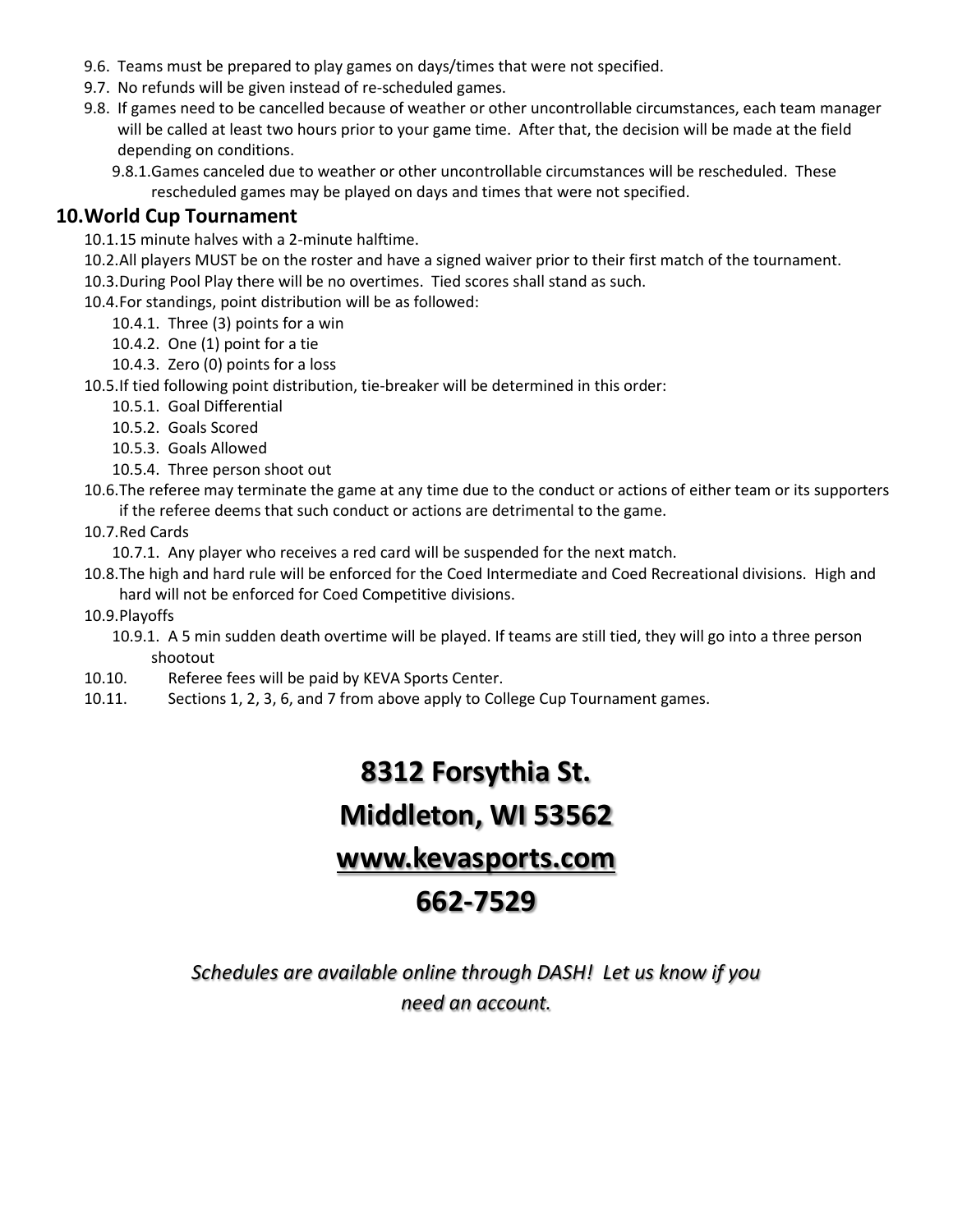- 9.6. Teams must be prepared to play games on days/times that were not specified.
- 9.7. No refunds will be given instead of re-scheduled games.
- 9.8. If games need to be cancelled because of weather or other uncontrollable circumstances, each team manager will be called at least two hours prior to your game time. After that, the decision will be made at the field depending on conditions.
  - 9.8.1. Games canceled due to weather or other uncontrollable circumstances will be rescheduled. These rescheduled games may be played on days and times that were not specified.

## 10. World Cup Tournament

- 10.1. 15 minute halves with a 2-minute halftime.
- 10.2. All players MUST be on the roster and have a signed waiver prior to their first match of the tournament.
- 10.3. During Pool Play there will be no overtimes. Tied scores shall stand as such.
- 10.4. For standings, point distribution will be as followed:
  - 10.4.1. Three (3) points for a win
  - 10.4.2. One (1) point for a tie
  - 10.4.3. Zero (0) points for a loss
- 10.5. If tied following point distribution, tie-breaker will be determined in this order:
  - 10.5.1. Goal Differential
  - 10.5.2. Goals Scored
  - 10.5.3. Goals Allowed
  - 10.5.4. Three person shoot out
- 10.6. The referee may terminate the game at any time due to the conduct or actions of either team or its supporters if the referee deems that such conduct or actions are detrimental to the game.
- 10.7. Red Cards
  - 10.7.1. Any player who receives a red card will be suspended for the next match.
- 10.8. The high and hard rule will be enforced for the Coed Intermediate and Coed Recreational divisions. High and hard will not be enforced for Coed Competitive divisions.
- 10.9. Playoffs
  - 10.9.1. A 5 min sudden death overtime will be played. If teams are still tied, they will go into a three person shootout
- 10.10. Referee fees will be paid by KEVA Sports Center.
- 10.11. Sections 1, 2, 3, 6, and 7 from above apply to College Cup Tournament games.

# 8312 Forsythia St.

# Middleton, WI 53562

# www.kevasports.com

# 662-7529

*Schedules are available online through DASH! Let us know if you need an account.*